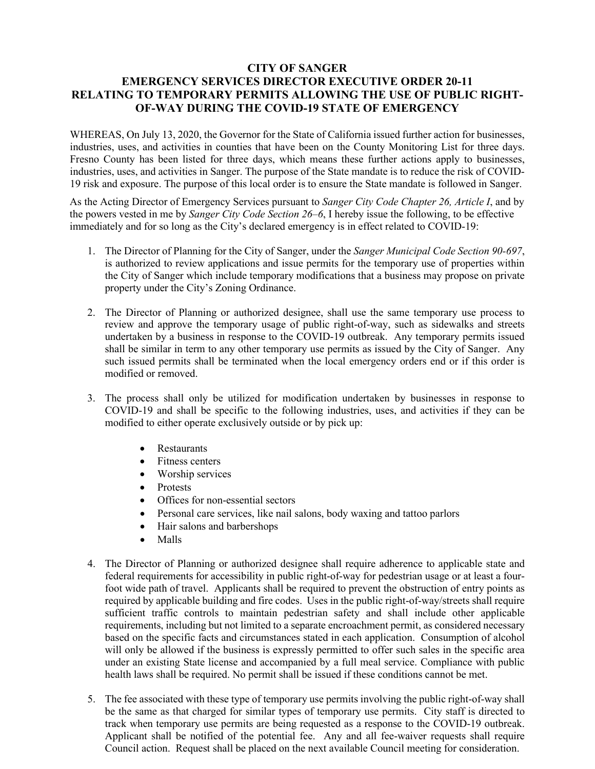# CITY OF SANGER
# EMERGENCY SERVICES DIRECTOR EXECUTIVE ORDER 20-11
# RELATING TO TEMPORARY PERMITS ALLOWING THE USE OF PUBLIC RIGHT-OF-WAY DURING THE COVID-19 STATE OF EMERGENCY

WHEREAS, On July 13, 2020, the Governor for the State of California issued further action for businesses, industries, uses, and activities in counties that have been on the County Monitoring List for three days. Fresno County has been listed for three days, which means these further actions apply to businesses, industries, uses, and activities in Sanger. The purpose of the State mandate is to reduce the risk of COVID-19 risk and exposure. The purpose of this local order is to ensure the State mandate is followed in Sanger.

As the Acting Director of Emergency Services pursuant to *Sanger City Code Chapter 26, Article I*, and by the powers vested in me by *Sanger City Code Section 26–6*, I hereby issue the following, to be effective immediately and for so long as the City's declared emergency is in effect related to COVID-19:

1. The Director of Planning for the City of Sanger, under the *Sanger Municipal Code Section 90-697*, is authorized to review applications and issue permits for the temporary use of properties within the City of Sanger which include temporary modifications that a business may propose on private property under the City's Zoning Ordinance.

2. The Director of Planning or authorized designee, shall use the same temporary use process to review and approve the temporary usage of public right-of-way, such as sidewalks and streets undertaken by a business in response to the COVID-19 outbreak. Any temporary permits issued shall be similar in term to any other temporary use permits as issued by the City of Sanger. Any such issued permits shall be terminated when the local emergency orders end or if this order is modified or removed.

3. The process shall only be utilized for modification undertaken by businesses in response to COVID-19 and shall be specific to the following industries, uses, and activities if they can be modified to either operate exclusively outside or by pick up:

   - Restaurants
   - Fitness centers
   - Worship services
   - Protests
   - Offices for non-essential sectors
   - Personal care services, like nail salons, body waxing and tattoo parlors
   - Hair salons and barbershops
   - Malls

4. The Director of Planning or authorized designee shall require adherence to applicable state and federal requirements for accessibility in public right-of-way for pedestrian usage or at least a four-foot wide path of travel. Applicants shall be required to prevent the obstruction of entry points as required by applicable building and fire codes. Uses in the public right-of-way/streets shall require sufficient traffic controls to maintain pedestrian safety and shall include other applicable requirements, including but not limited to a separate encroachment permit, as considered necessary based on the specific facts and circumstances stated in each application. Consumption of alcohol will only be allowed if the business is expressly permitted to offer such sales in the specific area under an existing State license and accompanied by a full meal service. Compliance with public health laws shall be required. No permit shall be issued if these conditions cannot be met.

5. The fee associated with these type of temporary use permits involving the public right-of-way shall be the same as that charged for similar types of temporary use permits. City staff is directed to track when temporary use permits are being requested as a response to the COVID-19 outbreak. Applicant shall be notified of the potential fee. Any and all fee-waiver requests shall require Council action. Request shall be placed on the next available Council meeting for consideration.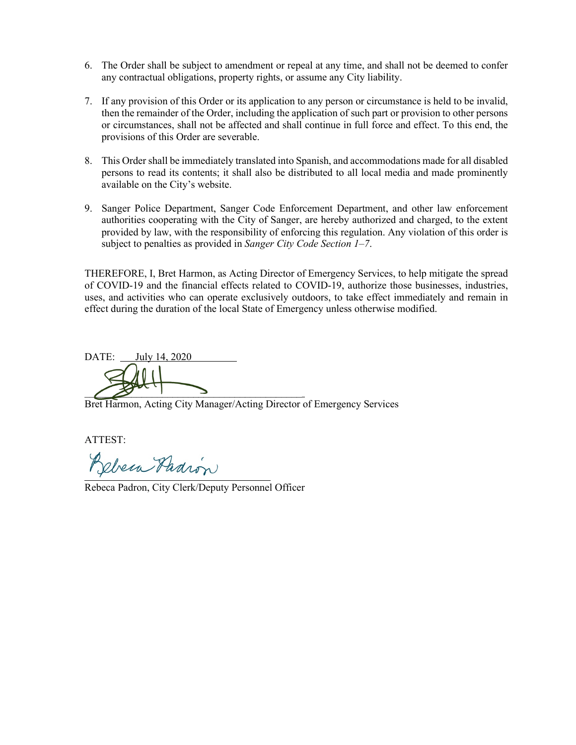6. The Order shall be subject to amendment or repeal at any time, and shall not be deemed to confer any contractual obligations, property rights, or assume any City liability.

7. If any provision of this Order or its application to any person or circumstance is held to be invalid, then the remainder of the Order, including the application of such part or provision to other persons or circumstances, shall not be affected and shall continue in full force and effect. To this end, the provisions of this Order are severable.

8. This Order shall be immediately translated into Spanish, and accommodations made for all disabled persons to read its contents; it shall also be distributed to all local media and made prominently available on the City's website.

9. Sanger Police Department, Sanger Code Enforcement Department, and other law enforcement authorities cooperating with the City of Sanger, are hereby authorized and charged, to the extent provided by law, with the responsibility of enforcing this regulation. Any violation of this order is subject to penalties as provided in *Sanger City Code Section 1–7*.

THEREFORE, I, Bret Harmon, as Acting Director of Emergency Services, to help mitigate the spread of COVID-19 and the financial effects related to COVID-19, authorize those businesses, industries, uses, and activities who can operate exclusively outdoors, to take effect immediately and remain in effect during the duration of the local State of Emergency unless otherwise modified.

DATE: July 14, 2020

Bret Harmon, Acting City Manager/Acting Director of Emergency Services

ATTEST:

Rebeca Padron, City Clerk/Deputy Personnel Officer